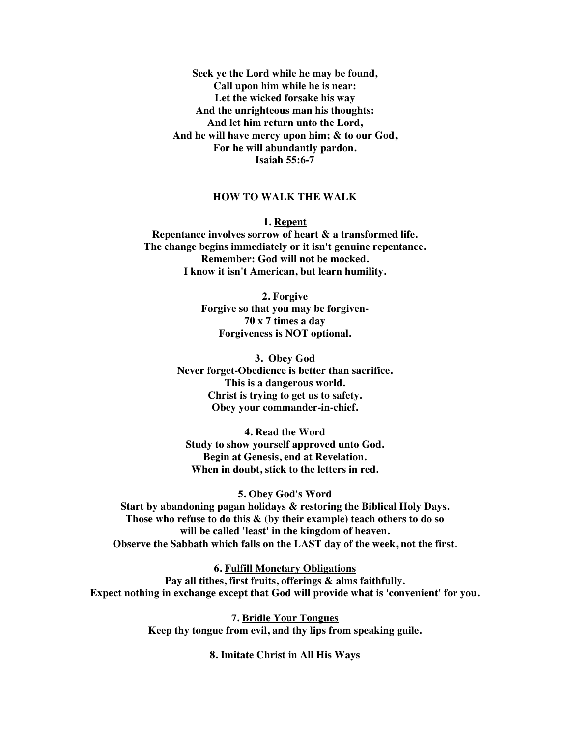**Seek ye the Lord while he may be found,**
**Call upon him while he is near:**
**Let the wicked forsake his way**
**And the unrighteous man his thoughts:**
**And let him return unto the Lord,**
**And he will have mercy upon him; & to our God,**
**For he will abundantly pardon.**
**Isaiah 55:6-7**

## HOW TO WALK THE WALK

**1. Repent**

**Repentance involves sorrow of heart & a transformed life.**
**The change begins immediately or it isn't genuine repentance.**
**Remember: God will not be mocked.**
**I know it isn't American, but learn humility.**

**2. Forgive**

**Forgive so that you may be forgiven-**
**70 x 7 times a day**
**Forgiveness is NOT optional.**

**3. Obey God**

**Never forget-Obedience is better than sacrifice.**
**This is a dangerous world.**
**Christ is trying to get us to safety.**
**Obey your commander-in-chief.**

**4. Read the Word**

**Study to show yourself approved unto God.**
**Begin at Genesis, end at Revelation.**
**When in doubt, stick to the letters in red.**

**5. Obey God's Word**

**Start by abandoning pagan holidays & restoring the Biblical Holy Days.**
**Those who refuse to do this & (by their example) teach others to do so**
**will be called 'least' in the kingdom of heaven.**
**Observe the Sabbath which falls on the LAST day of the week, not the first.**

**6. Fulfill Monetary Obligations**

**Pay all tithes, first fruits, offerings & alms faithfully.**
**Expect nothing in exchange except that God will provide what is 'convenient' for you.**

**7. Bridle Your Tongues**

**Keep thy tongue from evil, and thy lips from speaking guile.**

**8. Imitate Christ in All His Ways**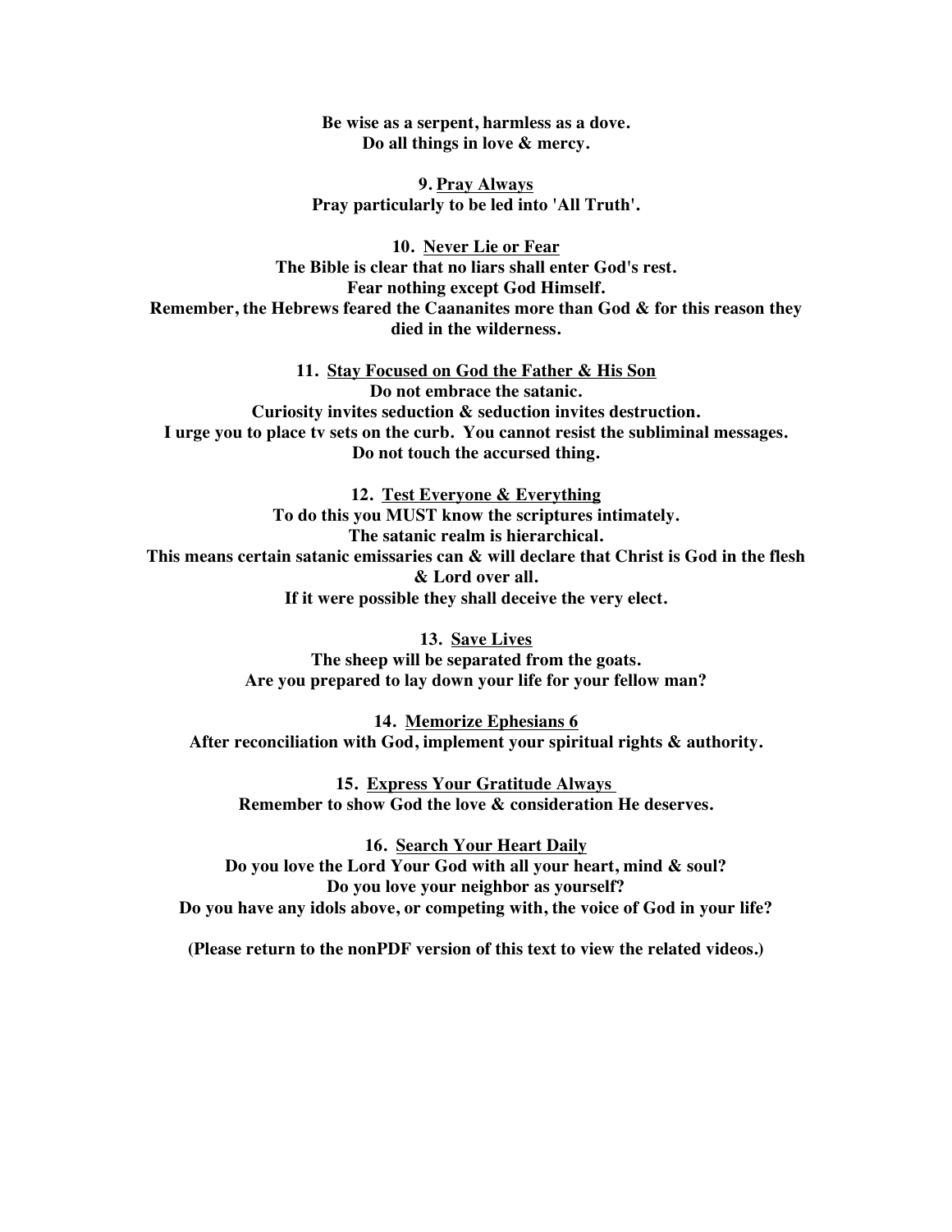**Be wise as a serpent, harmless as a dove.**
**Do all things in love & mercy.**

**9. Pray Always**
**Pray particularly to be led into 'All Truth'.**

**10. Never Lie or Fear**
**The Bible is clear that no liars shall enter God's rest.**
**Fear nothing except God Himself.**
**Remember, the Hebrews feared the Caananites more than God & for this reason they died in the wilderness.**

**11. Stay Focused on God the Father & His Son**
**Do not embrace the satanic.**
**Curiosity invites seduction & seduction invites destruction.**
**I urge you to place tv sets on the curb. You cannot resist the subliminal messages.**
**Do not touch the accursed thing.**

**12. Test Everyone & Everything**
**To do this you MUST know the scriptures intimately.**
**The satanic realm is hierarchical.**
**This means certain satanic emissaries can & will declare that Christ is God in the flesh & Lord over all.**
**If it were possible they shall deceive the very elect.**

**13. Save Lives**
**The sheep will be separated from the goats.**
**Are you prepared to lay down your life for your fellow man?**

**14. Memorize Ephesians 6**
**After reconciliation with God, implement your spiritual rights & authority.**

**15. Express Your Gratitude Always**
**Remember to show God the love & consideration He deserves.**

**16. Search Your Heart Daily**
**Do you love the Lord Your God with all your heart, mind & soul?**
**Do you love your neighbor as yourself?**
**Do you have any idols above, or competing with, the voice of God in your life?**

**(Please return to the nonPDF version of this text to view the related videos.)**